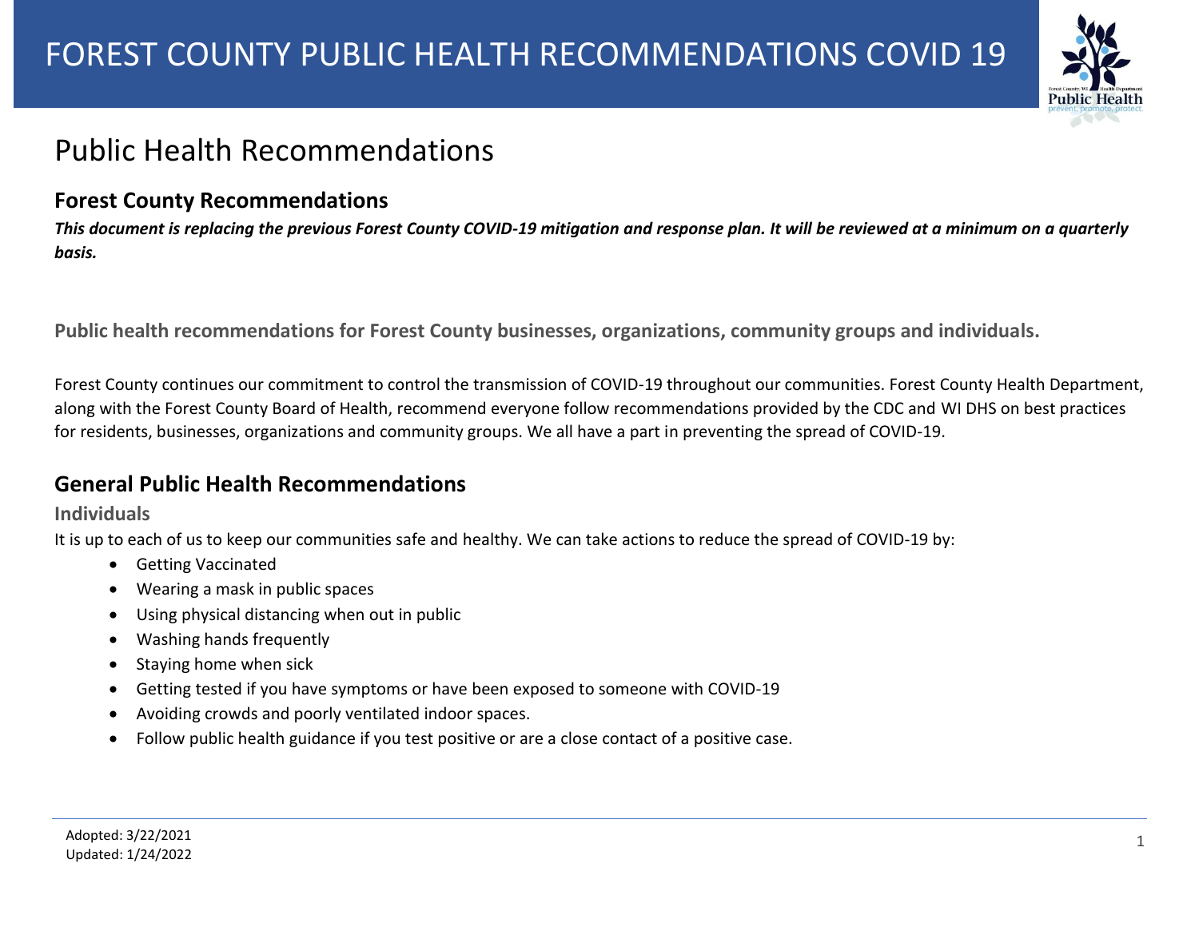# FOREST COUNTY PUBLIC HEALTH RECOMMENDATIONS COVID 19

## Public Health Recommendations

### Forest County Recommendations

***This document is replacing the previous Forest County COVID-19 mitigation and response plan. It will be reviewed at a minimum on a quarterly basis.***

**Public health recommendations for Forest County businesses, organizations, community groups and individuals.**

Forest County continues our commitment to control the transmission of COVID-19 throughout our communities. Forest County Health Department, along with the Forest County Board of Health, recommend everyone follow recommendations provided by the CDC and WI DHS on best practices for residents, businesses, organizations and community groups. We all have a part in preventing the spread of COVID-19.

### General Public Health Recommendations

#### Individuals

It is up to each of us to keep our communities safe and healthy. We can take actions to reduce the spread of COVID-19 by:

- Getting Vaccinated
- Wearing a mask in public spaces
- Using physical distancing when out in public
- Washing hands frequently
- Staying home when sick
- Getting tested if you have symptoms or have been exposed to someone with COVID-19
- Avoiding crowds and poorly ventilated indoor spaces.
- Follow public health guidance if you test positive or are a close contact of a positive case.

Adopted: 3/22/2021
Updated: 1/24/2022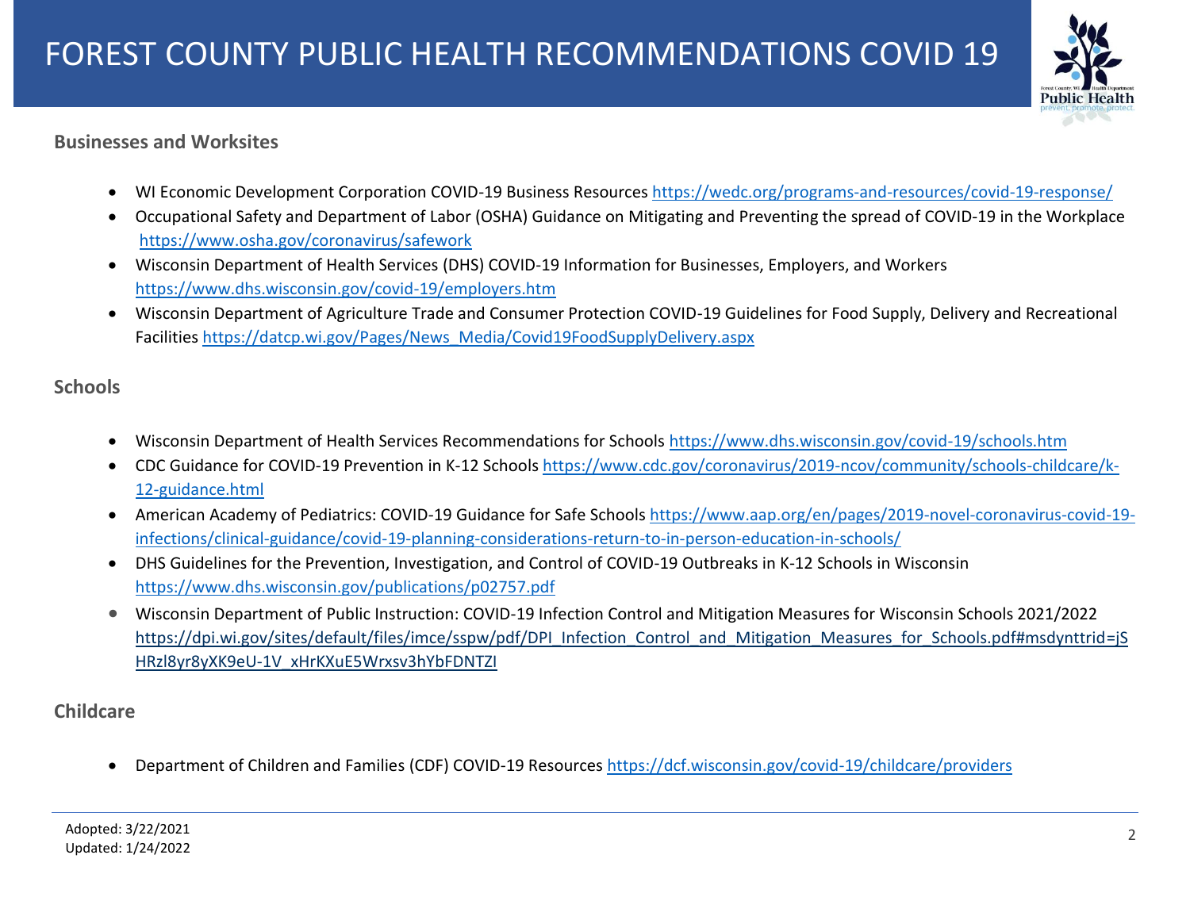## Businesses and Worksites

- WI Economic Development Corporation COVID-19 Business Resources https://wedc.org/programs-and-resources/covid-19-response/
- Occupational Safety and Department of Labor (OSHA) Guidance on Mitigating and Preventing the spread of COVID-19 in the Workplace https://www.osha.gov/coronavirus/safework
- Wisconsin Department of Health Services (DHS) COVID-19 Information for Businesses, Employers, and Workers https://www.dhs.wisconsin.gov/covid-19/employers.htm
- Wisconsin Department of Agriculture Trade and Consumer Protection COVID-19 Guidelines for Food Supply, Delivery and Recreational Facilities https://datcp.wi.gov/Pages/News_Media/Covid19FoodSupplyDelivery.aspx

## Schools

- Wisconsin Department of Health Services Recommendations for Schools https://www.dhs.wisconsin.gov/covid-19/schools.htm
- CDC Guidance for COVID-19 Prevention in K-12 Schools https://www.cdc.gov/coronavirus/2019-ncov/community/schools-childcare/k-12-guidance.html
- American Academy of Pediatrics: COVID-19 Guidance for Safe Schools https://www.aap.org/en/pages/2019-novel-coronavirus-covid-19-infections/clinical-guidance/covid-19-planning-considerations-return-to-in-person-education-in-schools/
- DHS Guidelines for the Prevention, Investigation, and Control of COVID-19 Outbreaks in K-12 Schools in Wisconsin https://www.dhs.wisconsin.gov/publications/p02757.pdf
- Wisconsin Department of Public Instruction: COVID-19 Infection Control and Mitigation Measures for Wisconsin Schools 2021/2022 https://dpi.wi.gov/sites/default/files/imce/sspw/pdf/DPI_Infection_Control_and_Mitigation_Measures_for_Schools.pdf#msdynttrid=jSHRzl8yr8yXK9eU-1V_xHrKXuE5Wrxsv3hYbFDNTZI

## Childcare

- Department of Children and Families (CDF) COVID-19 Resources https://dcf.wisconsin.gov/covid-19/childcare/providers

Adopted: 3/22/2021
Updated: 1/24/2022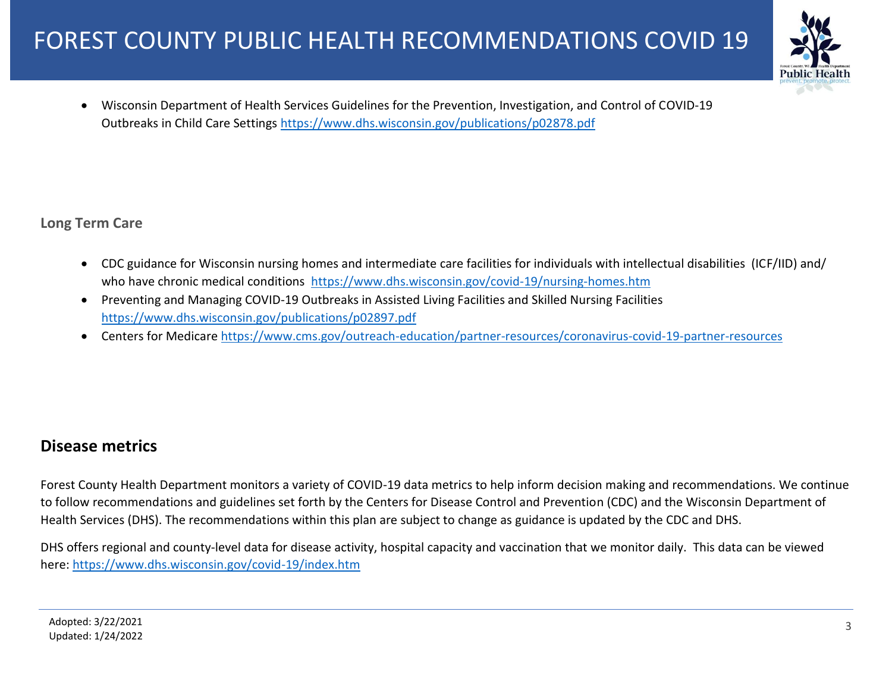- Wisconsin Department of Health Services Guidelines for the Prevention, Investigation, and Control of COVID-19 Outbreaks in Child Care Settings https://www.dhs.wisconsin.gov/publications/p02878.pdf

### Long Term Care

- CDC guidance for Wisconsin nursing homes and intermediate care facilities for individuals with intellectual disabilities (ICF/IID) and/ who have chronic medical conditions https://www.dhs.wisconsin.gov/covid-19/nursing-homes.htm
- Preventing and Managing COVID-19 Outbreaks in Assisted Living Facilities and Skilled Nursing Facilities https://www.dhs.wisconsin.gov/publications/p02897.pdf
- Centers for Medicare https://www.cms.gov/outreach-education/partner-resources/coronavirus-covid-19-partner-resources

## Disease metrics

Forest County Health Department monitors a variety of COVID-19 data metrics to help inform decision making and recommendations. We continue to follow recommendations and guidelines set forth by the Centers for Disease Control and Prevention (CDC) and the Wisconsin Department of Health Services (DHS). The recommendations within this plan are subject to change as guidance is updated by the CDC and DHS.

DHS offers regional and county-level data for disease activity, hospital capacity and vaccination that we monitor daily. This data can be viewed here: https://www.dhs.wisconsin.gov/covid-19/index.htm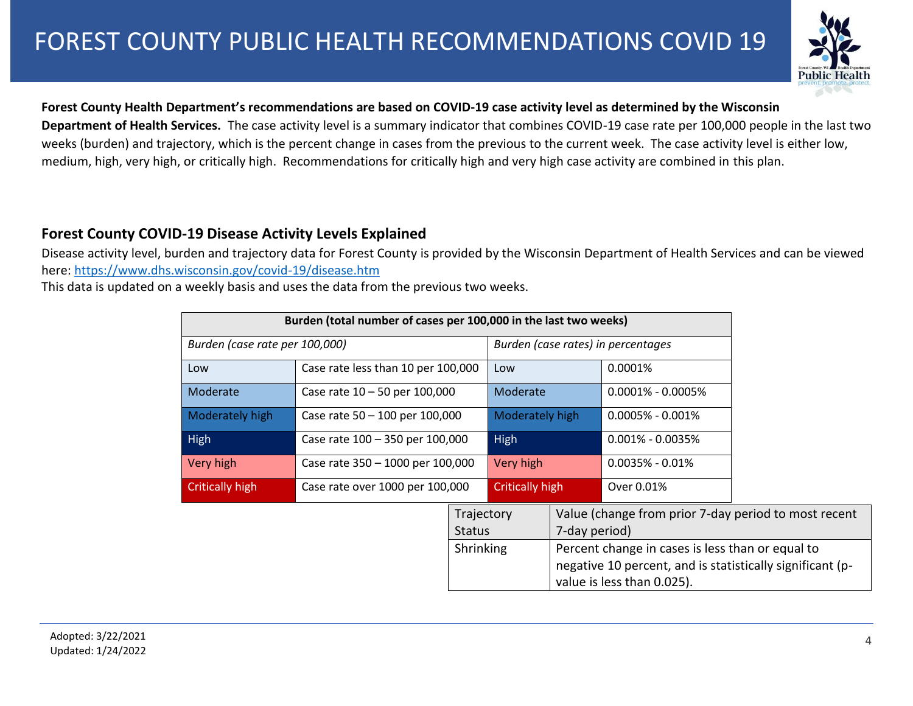# FOREST COUNTY PUBLIC HEALTH RECOMMENDATIONS COVID 19

**Forest County Health Department's recommendations are based on COVID-19 case activity level as determined by the Wisconsin Department of Health Services.** The case activity level is a summary indicator that combines COVID-19 case rate per 100,000 people in the last two weeks (burden) and trajectory, which is the percent change in cases from the previous to the current week. The case activity level is either low, medium, high, very high, or critically high. Recommendations for critically high and very high case activity are combined in this plan.

## Forest County COVID-19 Disease Activity Levels Explained

Disease activity level, burden and trajectory data for Forest County is provided by the Wisconsin Department of Health Services and can be viewed here: https://www.dhs.wisconsin.gov/covid-19/disease.htm
This data is updated on a weekly basis and uses the data from the previous two weeks.

| **Burden (total number of cases per 100,000 in the last two weeks)** | | | |
|---|---|---|---|
| *Burden (case rate per 100,000)* | | *Burden (case rates) in percentages* | |
| Low | Case rate less than 10 per 100,000 | Low | 0.0001% |
| Moderate | Case rate 10 – 50 per 100,000 | Moderate | 0.0001% - 0.0005% |
| Moderately high | Case rate 50 – 100 per 100,000 | Moderately high | 0.0005% - 0.001% |
| High | Case rate 100 – 350 per 100,000 | High | 0.001% - 0.0035% |
| Very high | Case rate 350 – 1000 per 100,000 | Very high | 0.0035% - 0.01% |
| Critically high | Case rate over 1000 per 100,000 | Critically high | Over 0.01% |

| Trajectory Status | Value (change from prior 7-day period to most recent 7-day period) |
|---|---|
| Shrinking | Percent change in cases is less than or equal to negative 10 percent, and is statistically significant (p-value is less than 0.025). |

Adopted: 3/22/2021
Updated: 1/24/2022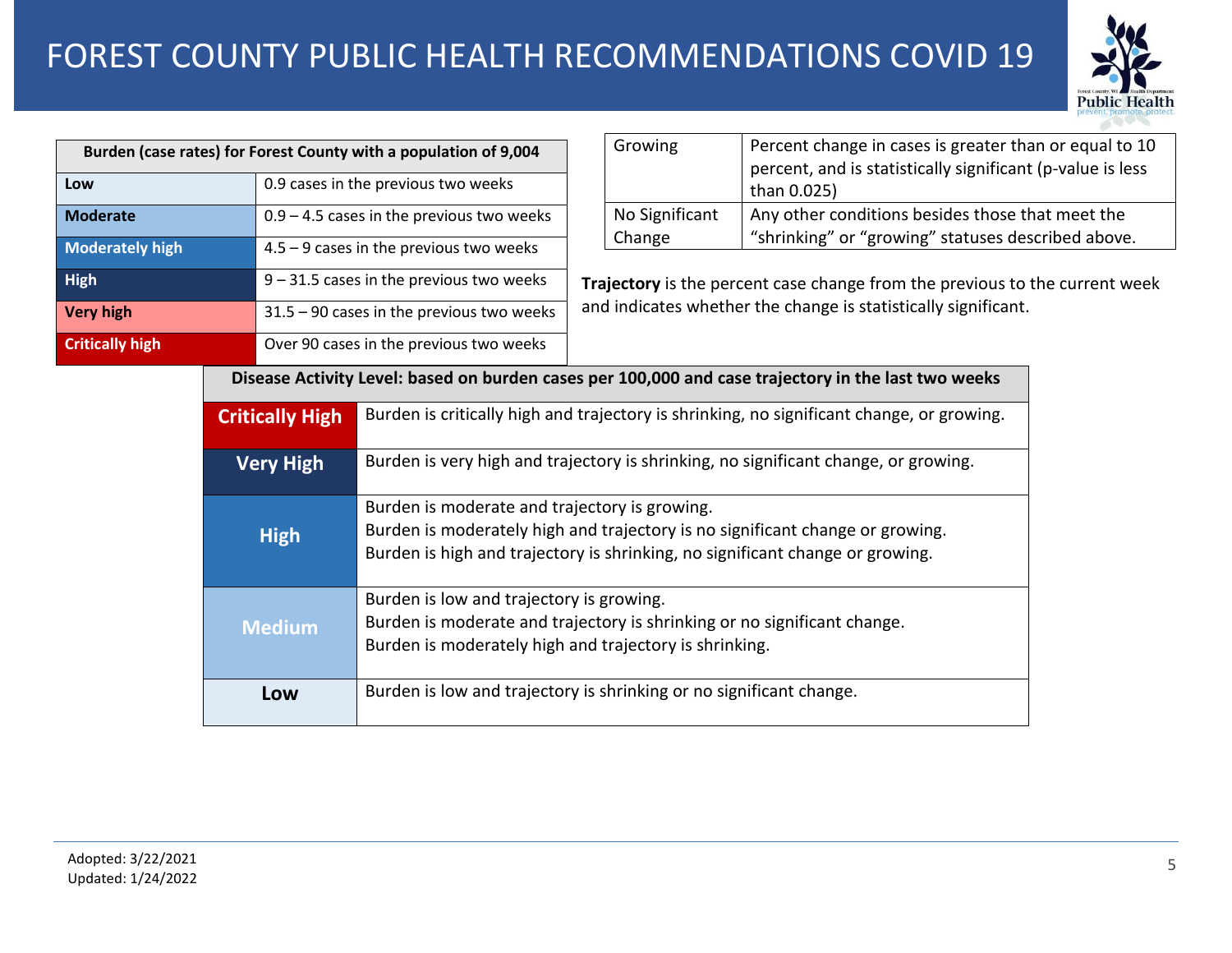# FOREST COUNTY PUBLIC HEALTH RECOMMENDATIONS COVID 19

| Burden (case rates) for Forest County with a population of 9,004 | |
|---|---|
| **Low** | 0.9 cases in the previous two weeks |
| **Moderate** | 0.9 – 4.5 cases in the previous two weeks |
| **Moderately high** | 4.5 – 9 cases in the previous two weeks |
| **High** | 9 – 31.5 cases in the previous two weeks |
| **Very high** | 31.5 – 90 cases in the previous two weeks |
| **Critically high** | Over 90 cases in the previous two weeks |

| | |
|---|---|
| Growing | Percent change in cases is greater than or equal to 10 percent, and is statistically significant (p-value is less than 0.025) |
| No Significant Change | Any other conditions besides those that meet the “shrinking” or “growing” statuses described above. |

**Trajectory** is the percent case change from the previous to the current week and indicates whether the change is statistically significant.

| Disease Activity Level: based on burden cases per 100,000 and case trajectory in the last two weeks | |
|---|---|
| **Critically High** | Burden is critically high and trajectory is shrinking, no significant change, or growing. |
| **Very High** | Burden is very high and trajectory is shrinking, no significant change, or growing. |
| **High** | Burden is moderate and trajectory is growing.<br>Burden is moderately high and trajectory is no significant change or growing.<br>Burden is high and trajectory is shrinking, no significant change or growing. |
| **Medium** | Burden is low and trajectory is growing.<br>Burden is moderate and trajectory is shrinking or no significant change.<br>Burden is moderately high and trajectory is shrinking. |
| **Low** | Burden is low and trajectory is shrinking or no significant change. |

Adopted: 3/22/2021
Updated: 1/24/2022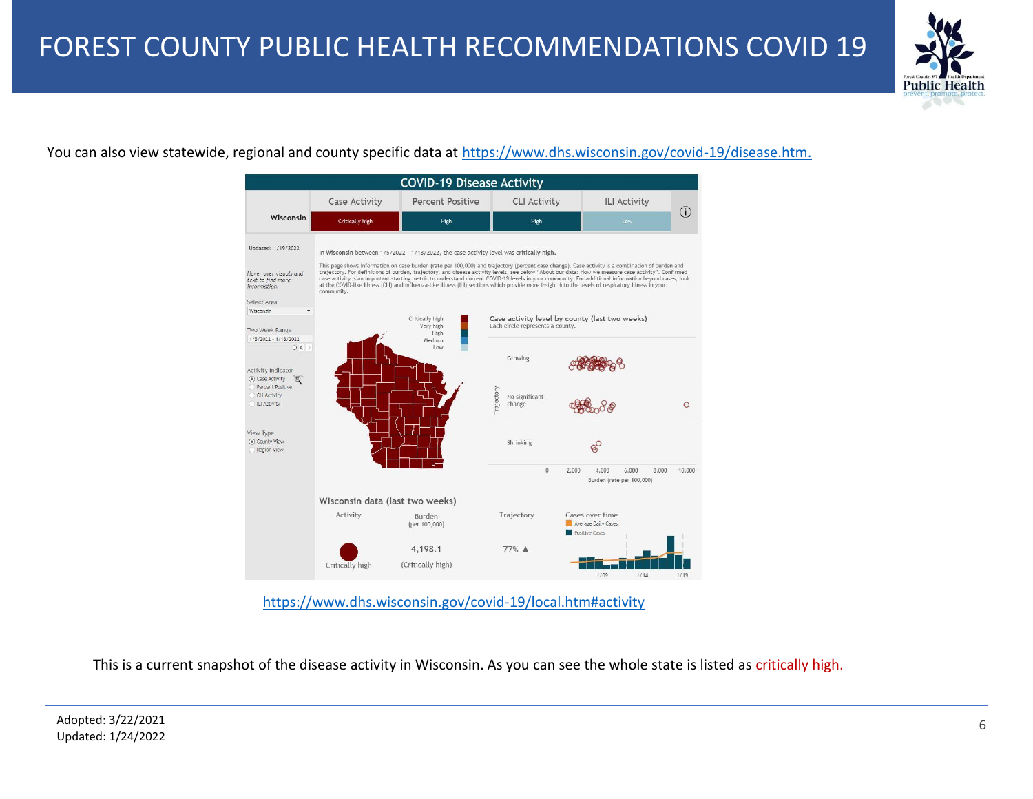# FOREST COUNTY PUBLIC HEALTH RECOMMENDATIONS COVID 19

You can also view statewide, regional and county specific data at https://www.dhs.wisconsin.gov/covid-19/disease.htm.

COVID-19 Disease Activity

| | Case Activity | Percent Positive | CLI Activity | ILI Activity |
|---|---|---|---|---|
| Wisconsin | Critically high | High | High | Low |

Updated: 1/19/2022

In Wisconsin between 1/5/2022 - 1/18/2022, the case activity level was critically high.

This page shows information on case burden (rate per 100,000) and trajectory (percent case change). Case activity is a combination of burden and trajectory. For definitions of burden, trajectory, and disease activity levels, see below "About our data: How we measure case activity". Confirmed case activity is an important starting metric to understand current COVID-19 levels in your community. For additional information beyond cases, look at the COVID-like illness (CLI) and influenza-like illness (ILI) sections which provide more insight into the levels of respiratory illness in your community.

Wisconsin data (last two weeks)

| Activity | Burden (per 100,000) | Trajectory |
|---|---|---|
| Critically high | 4,198.1 (Critically high) | 77% ▲ |

https://www.dhs.wisconsin.gov/covid-19/local.htm#activity

This is a current snapshot of the disease activity in Wisconsin. As you can see the whole state is listed as critically high.

Adopted: 3/22/2021
Updated: 1/24/2022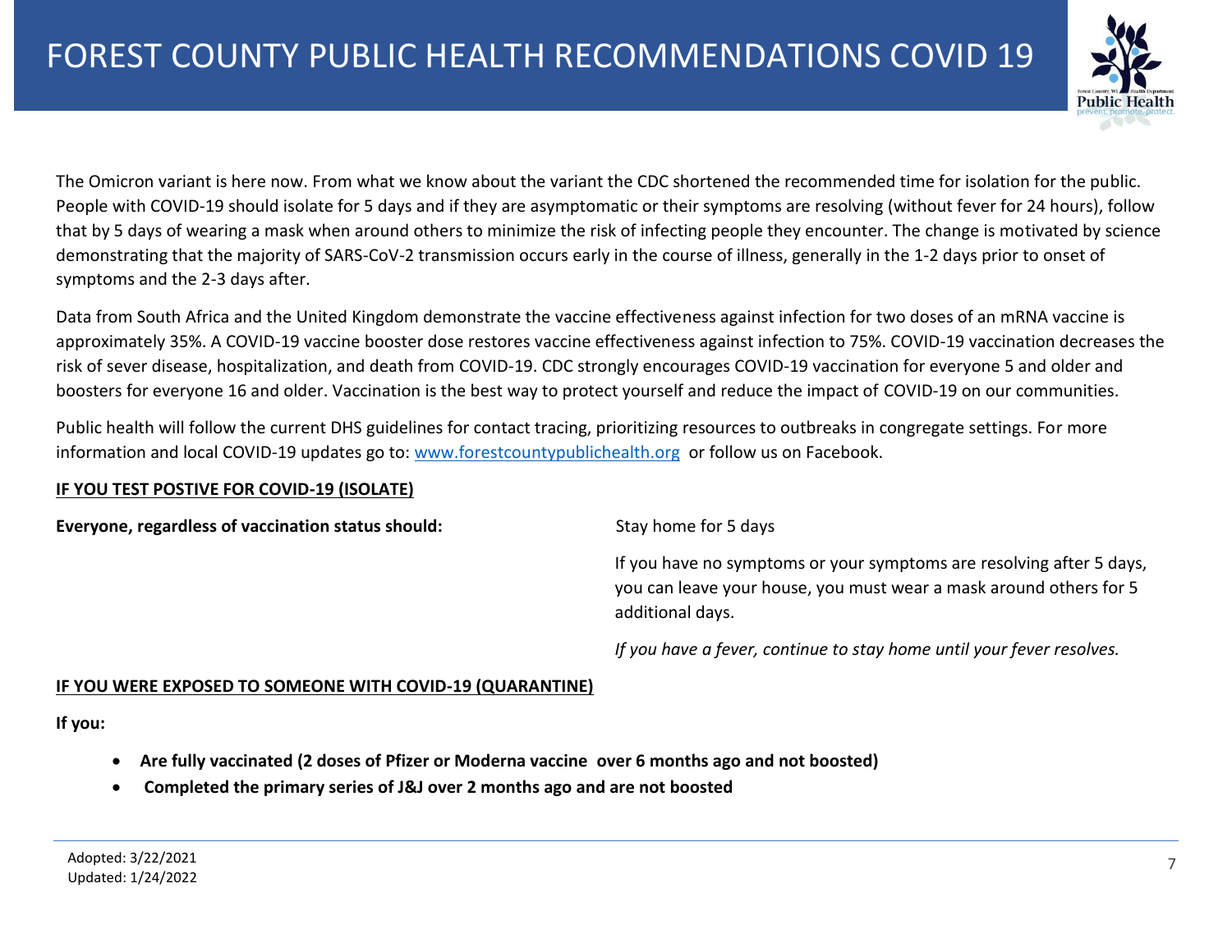# FOREST COUNTY PUBLIC HEALTH RECOMMENDATIONS COVID 19

The Omicron variant is here now. From what we know about the variant the CDC shortened the recommended time for isolation for the public. People with COVID-19 should isolate for 5 days and if they are asymptomatic or their symptoms are resolving (without fever for 24 hours), follow that by 5 days of wearing a mask when around others to minimize the risk of infecting people they encounter. The change is motivated by science demonstrating that the majority of SARS-CoV-2 transmission occurs early in the course of illness, generally in the 1-2 days prior to onset of symptoms and the 2-3 days after.

Data from South Africa and the United Kingdom demonstrate the vaccine effectiveness against infection for two doses of an mRNA vaccine is approximately 35%. A COVID-19 vaccine booster dose restores vaccine effectiveness against infection to 75%. COVID-19 vaccination decreases the risk of sever disease, hospitalization, and death from COVID-19. CDC strongly encourages COVID-19 vaccination for everyone 5 and older and boosters for everyone 16 and older. Vaccination is the best way to protect yourself and reduce the impact of COVID-19 on our communities.

Public health will follow the current DHS guidelines for contact tracing, prioritizing resources to outbreaks in congregate settings. For more information and local COVID-19 updates go to: [www.forestcountypublichealth.org](http://www.forestcountypublichealth.org) or follow us on Facebook.

**IF YOU TEST POSTIVE FOR COVID-19 (ISOLATE)**

**Everyone, regardless of vaccination status should:**

Stay home for 5 days

If you have no symptoms or your symptoms are resolving after 5 days, you can leave your house, you must wear a mask around others for 5 additional days.

*If you have a fever, continue to stay home until your fever resolves.*

**IF YOU WERE EXPOSED TO SOMEONE WITH COVID-19 (QUARANTINE)**

**If you:**

- **Are fully vaccinated (2 doses of Pfizer or Moderna vaccine over 6 months ago and not boosted)**
- **Completed the primary series of J&J over 2 months ago and are not boosted**

Adopted: 3/22/2021
Updated: 1/24/2022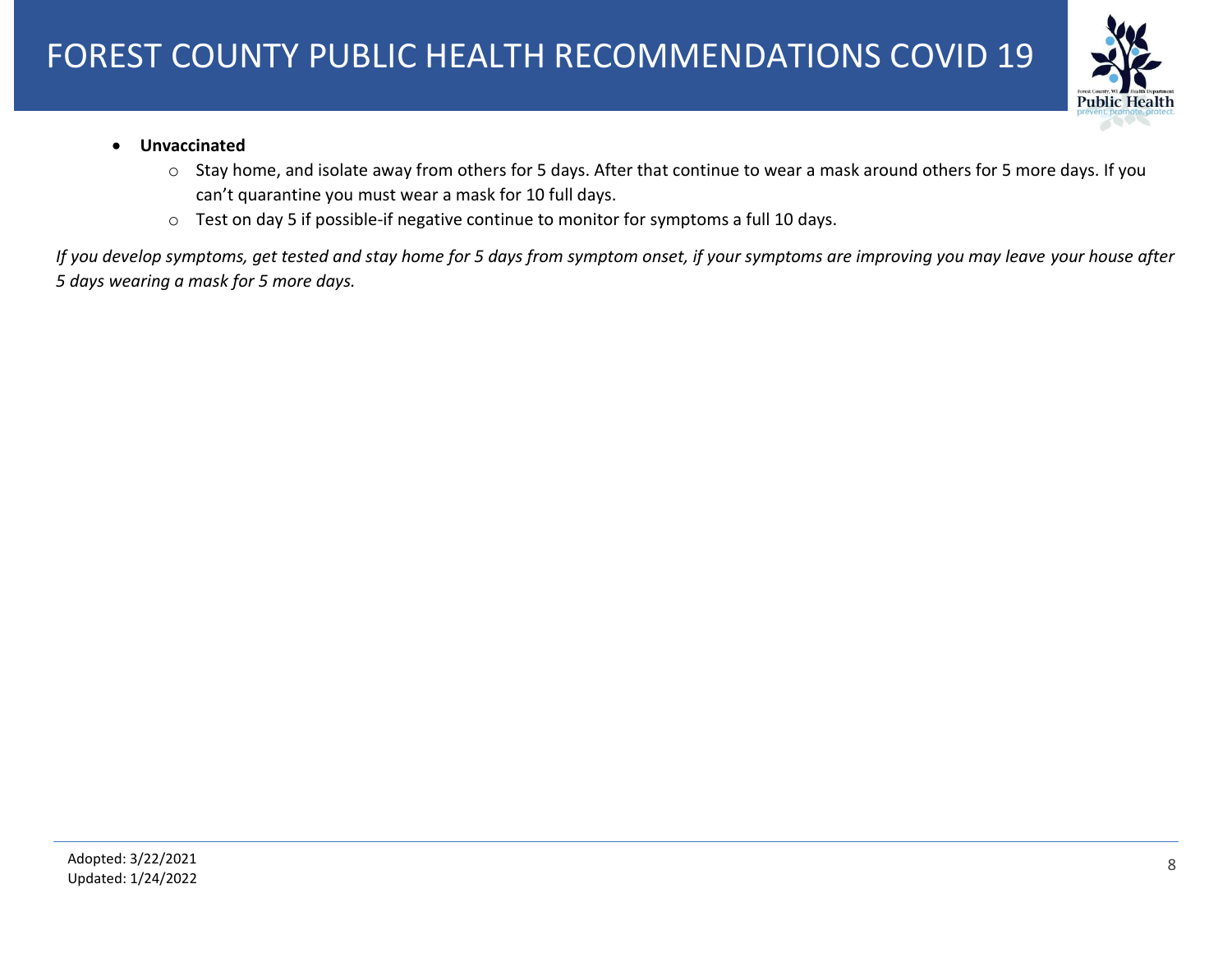- **Unvaccinated**
  - Stay home, and isolate away from others for 5 days. After that continue to wear a mask around others for 5 more days. If you can't quarantine you must wear a mask for 10 full days.
  - Test on day 5 if possible-if negative continue to monitor for symptoms a full 10 days.

*If you develop symptoms, get tested and stay home for 5 days from symptom onset, if your symptoms are improving you may leave your house after 5 days wearing a mask for 5 more days.*